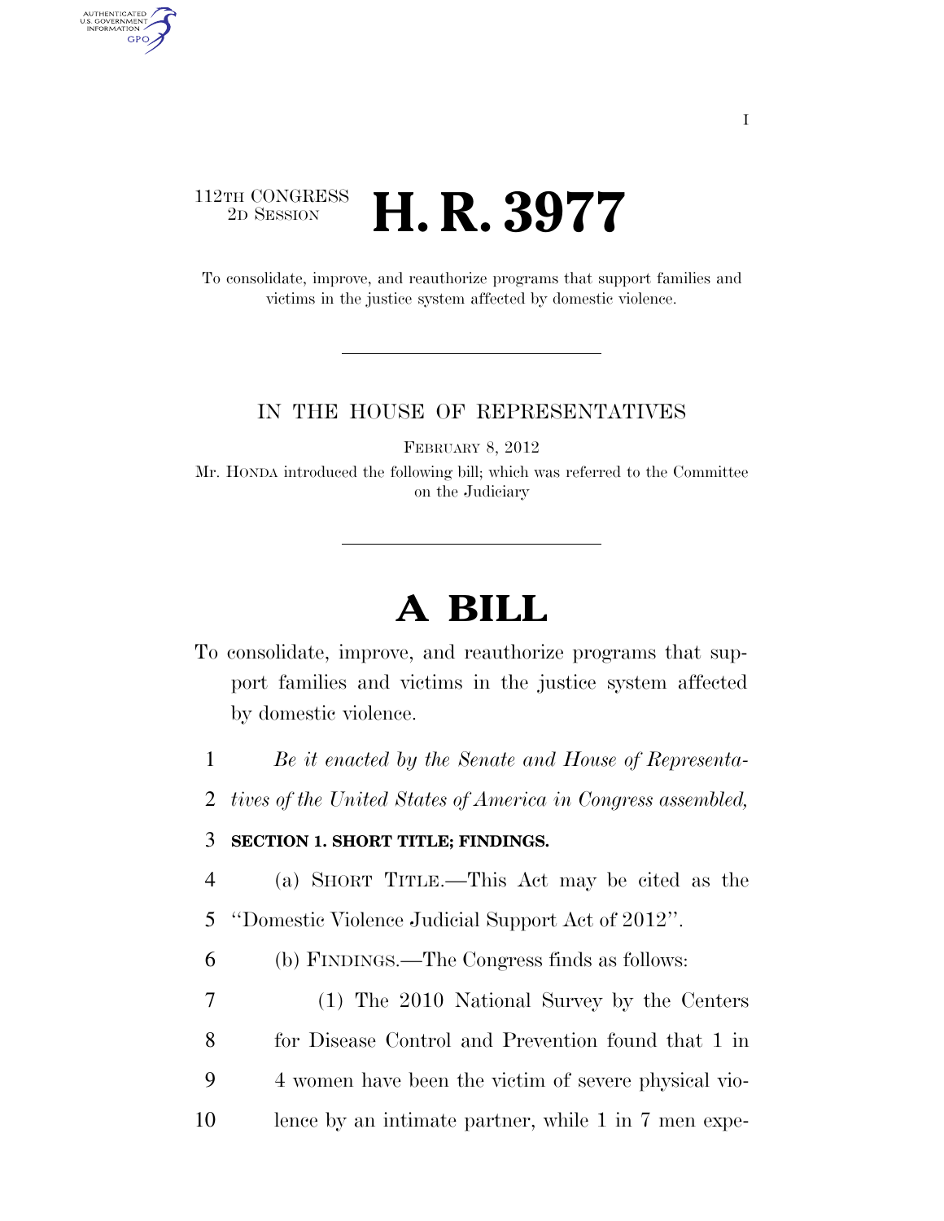112TH CONGRESS
2D SESSION

# H. R. 3977

To consolidate, improve, and reauthorize programs that support families and victims in the justice system affected by domestic violence.

IN THE HOUSE OF REPRESENTATIVES

FEBRUARY 8, 2012

Mr. HONDA introduced the following bill; which was referred to the Committee on the Judiciary

# A BILL

To consolidate, improve, and reauthorize programs that support families and victims in the justice system affected by domestic violence.

*Be it enacted by the Senate and House of Representatives of the United States of America in Congress assembled,*

**SECTION 1. SHORT TITLE; FINDINGS.**

(a) SHORT TITLE.—This Act may be cited as the "Domestic Violence Judicial Support Act of 2012".

(b) FINDINGS.—The Congress finds as follows:

(1) The 2010 National Survey by the Centers for Disease Control and Prevention found that 1 in 4 women have been the victim of severe physical violence by an intimate partner, while 1 in 7 men expe-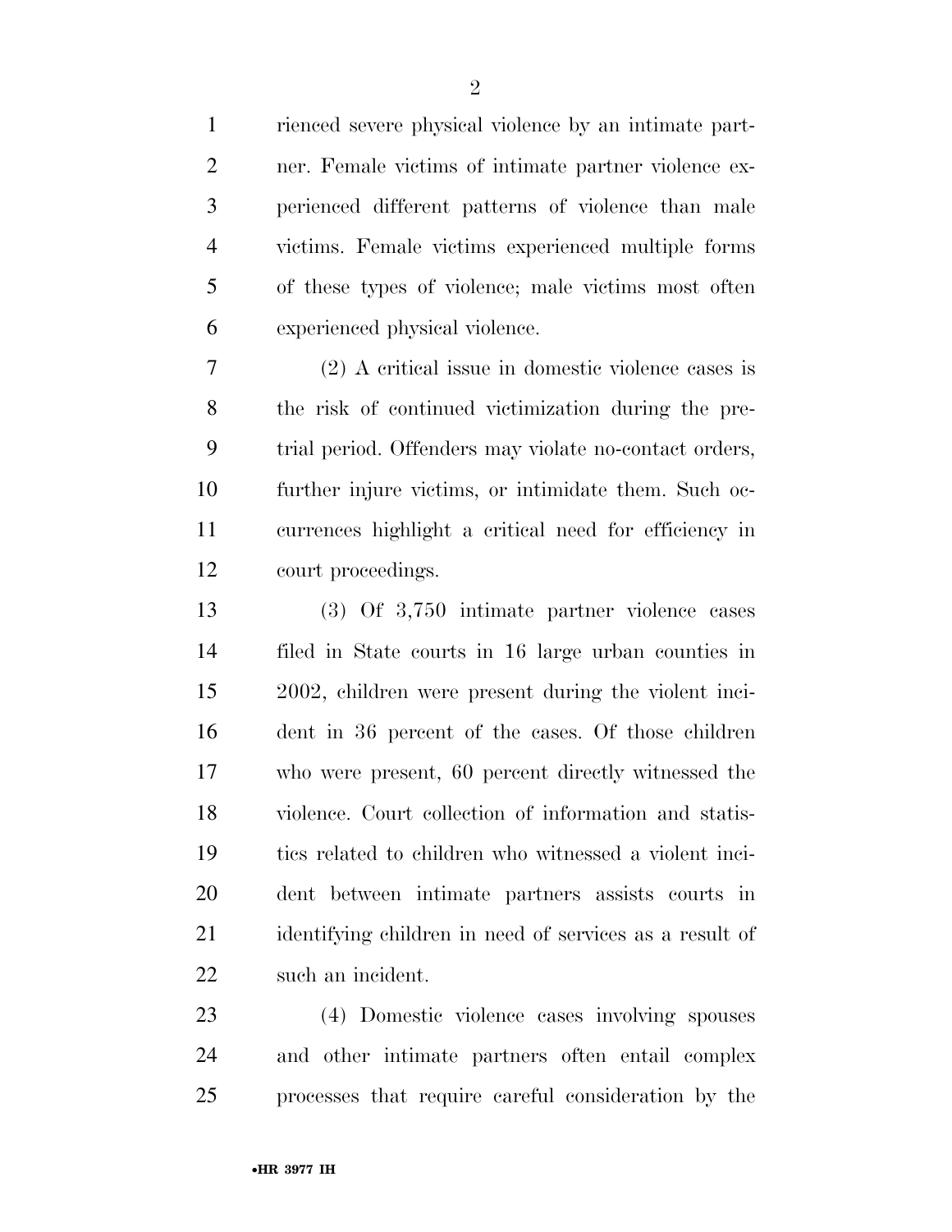rienced severe physical violence by an intimate partner. Female victims of intimate partner violence experienced different patterns of violence than male victims. Female victims experienced multiple forms of these types of violence; male victims most often experienced physical violence.

(2) A critical issue in domestic violence cases is the risk of continued victimization during the pretrial period. Offenders may violate no-contact orders, further injure victims, or intimidate them. Such occurrences highlight a critical need for efficiency in court proceedings.

(3) Of 3,750 intimate partner violence cases filed in State courts in 16 large urban counties in 2002, children were present during the violent incident in 36 percent of the cases. Of those children who were present, 60 percent directly witnessed the violence. Court collection of information and statistics related to children who witnessed a violent incident between intimate partners assists courts in identifying children in need of services as a result of such an incident.

(4) Domestic violence cases involving spouses and other intimate partners often entail complex processes that require careful consideration by the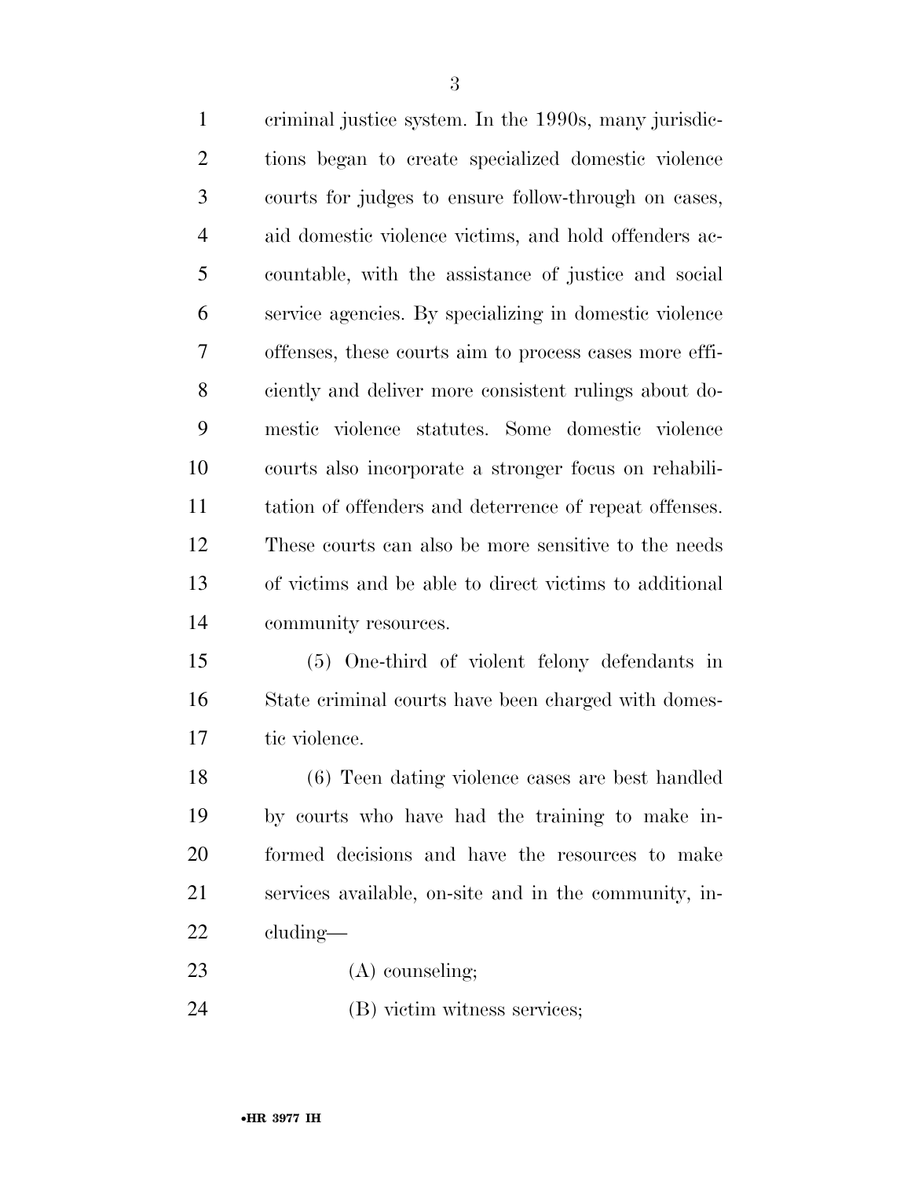criminal justice system. In the 1990s, many jurisdictions began to create specialized domestic violence courts for judges to ensure follow-through on cases, aid domestic violence victims, and hold offenders accountable, with the assistance of justice and social service agencies. By specializing in domestic violence offenses, these courts aim to process cases more efficiently and deliver more consistent rulings about domestic violence statutes. Some domestic violence courts also incorporate a stronger focus on rehabilitation of offenders and deterrence of repeat offenses. These courts can also be more sensitive to the needs of victims and be able to direct victims to additional community resources.

(5) One-third of violent felony defendants in State criminal courts have been charged with domestic violence.

(6) Teen dating violence cases are best handled by courts who have had the training to make informed decisions and have the resources to make services available, on-site and in the community, including—

(A) counseling;

(B) victim witness services;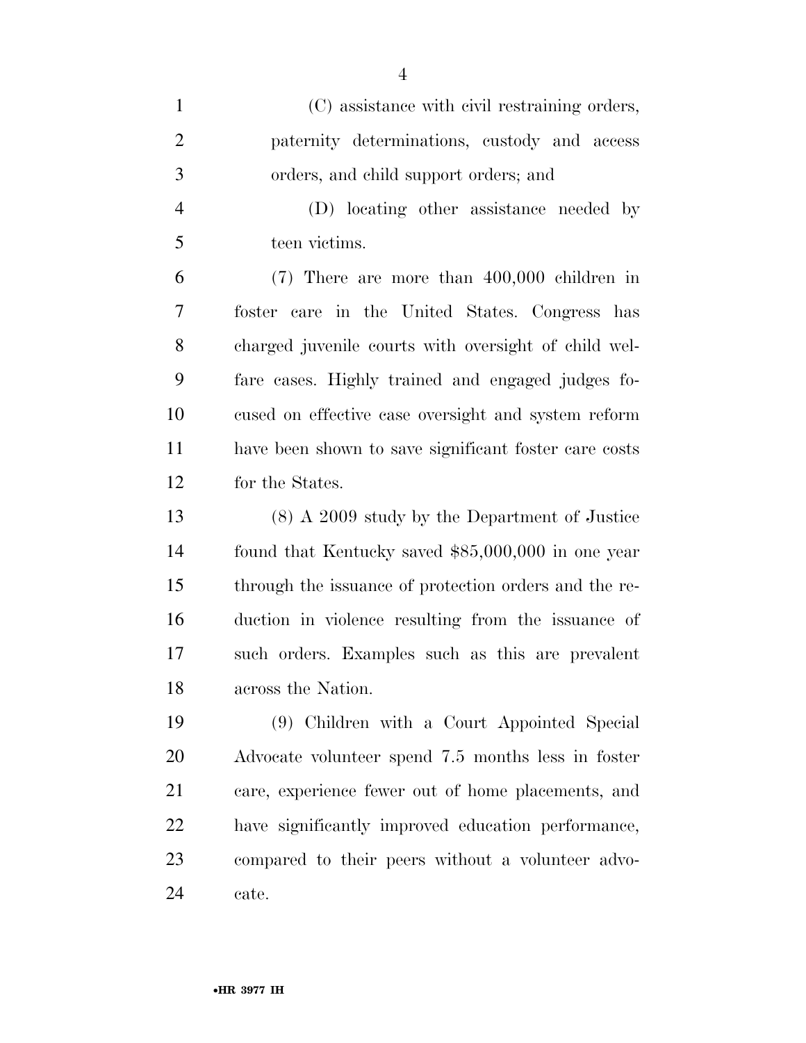(C) assistance with civil restraining orders, paternity determinations, custody and access orders, and child support orders; and

(D) locating other assistance needed by teen victims.

(7) There are more than 400,000 children in foster care in the United States. Congress has charged juvenile courts with oversight of child welfare cases. Highly trained and engaged judges focused on effective case oversight and system reform have been shown to save significant foster care costs for the States.

(8) A 2009 study by the Department of Justice found that Kentucky saved $85,000,000 in one year through the issuance of protection orders and the reduction in violence resulting from the issuance of such orders. Examples such as this are prevalent across the Nation.

(9) Children with a Court Appointed Special Advocate volunteer spend 7.5 months less in foster care, experience fewer out of home placements, and have significantly improved education performance, compared to their peers without a volunteer advocate.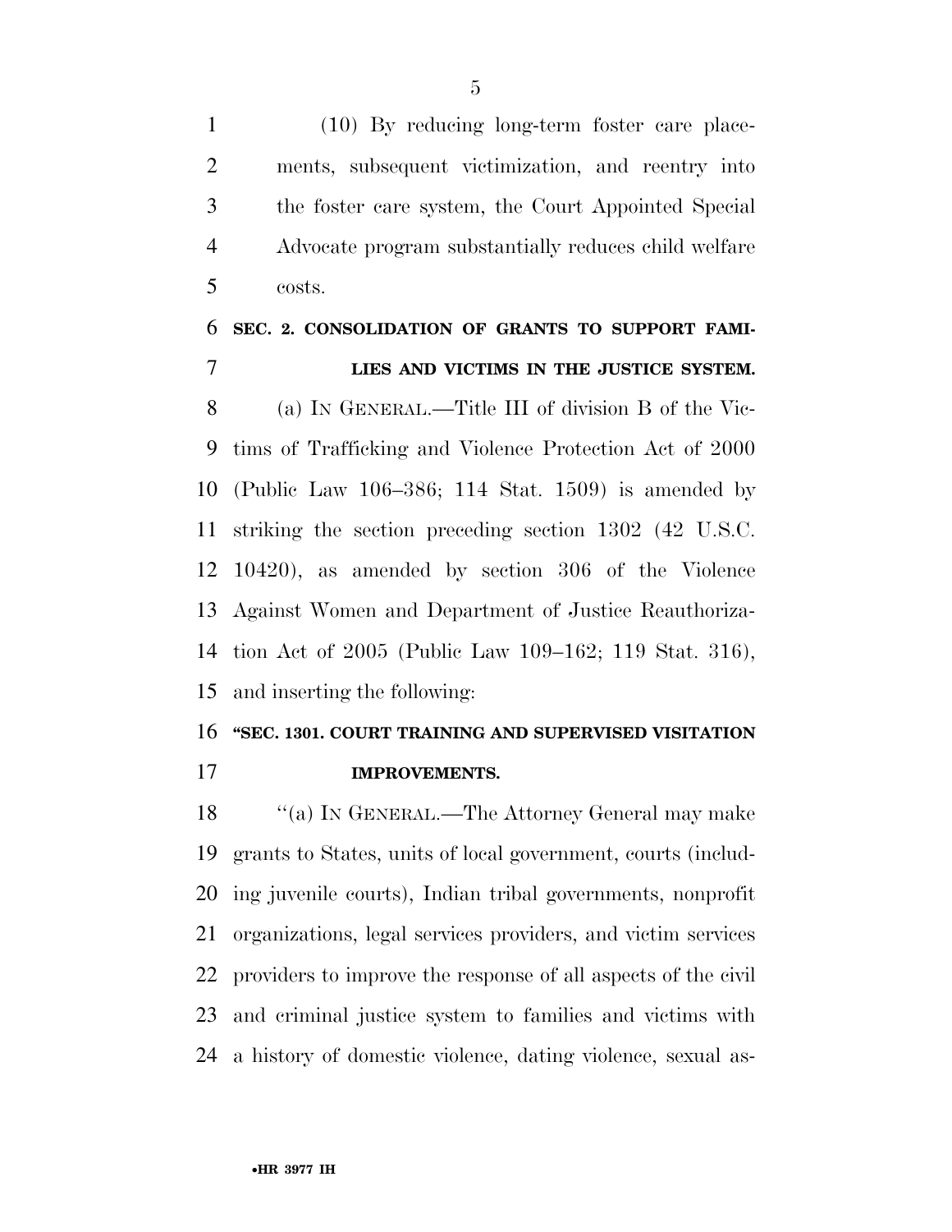(10) By reducing long-term foster care placements, subsequent victimization, and reentry into the foster care system, the Court Appointed Special Advocate program substantially reduces child welfare costs.

**SEC. 2. CONSOLIDATION OF GRANTS TO SUPPORT FAMILIES AND VICTIMS IN THE JUSTICE SYSTEM.**

(a) IN GENERAL.—Title III of division B of the Victims of Trafficking and Violence Protection Act of 2000 (Public Law 106–386; 114 Stat. 1509) is amended by striking the section preceding section 1302 (42 U.S.C. 10420), as amended by section 306 of the Violence Against Women and Department of Justice Reauthorization Act of 2005 (Public Law 109–162; 119 Stat. 316), and inserting the following:

**"SEC. 1301. COURT TRAINING AND SUPERVISED VISITATION IMPROVEMENTS.**

"(a) IN GENERAL.—The Attorney General may make grants to States, units of local government, courts (including juvenile courts), Indian tribal governments, nonprofit organizations, legal services providers, and victim services providers to improve the response of all aspects of the civil and criminal justice system to families and victims with a history of domestic violence, dating violence, sexual as-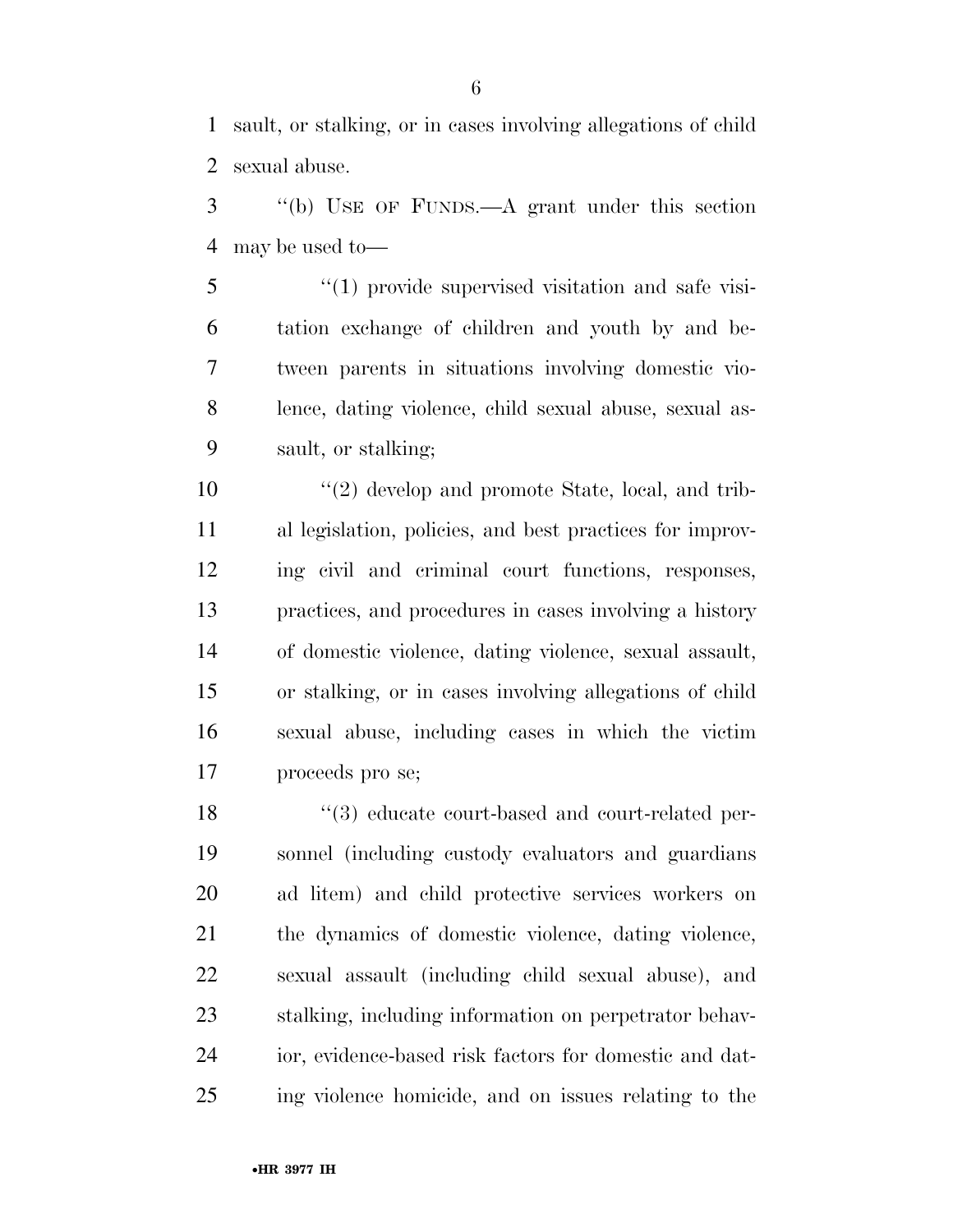sault, or stalking, or in cases involving allegations of child sexual abuse.

"(b) USE OF FUNDS.—A grant under this section may be used to—

"(1) provide supervised visitation and safe visitation exchange of children and youth by and between parents in situations involving domestic violence, dating violence, child sexual abuse, sexual assault, or stalking;

"(2) develop and promote State, local, and tribal legislation, policies, and best practices for improving civil and criminal court functions, responses, practices, and procedures in cases involving a history of domestic violence, dating violence, sexual assault, or stalking, or in cases involving allegations of child sexual abuse, including cases in which the victim proceeds pro se;

"(3) educate court-based and court-related personnel (including custody evaluators and guardians ad litem) and child protective services workers on the dynamics of domestic violence, dating violence, sexual assault (including child sexual abuse), and stalking, including information on perpetrator behavior, evidence-based risk factors for domestic and dating violence homicide, and on issues relating to the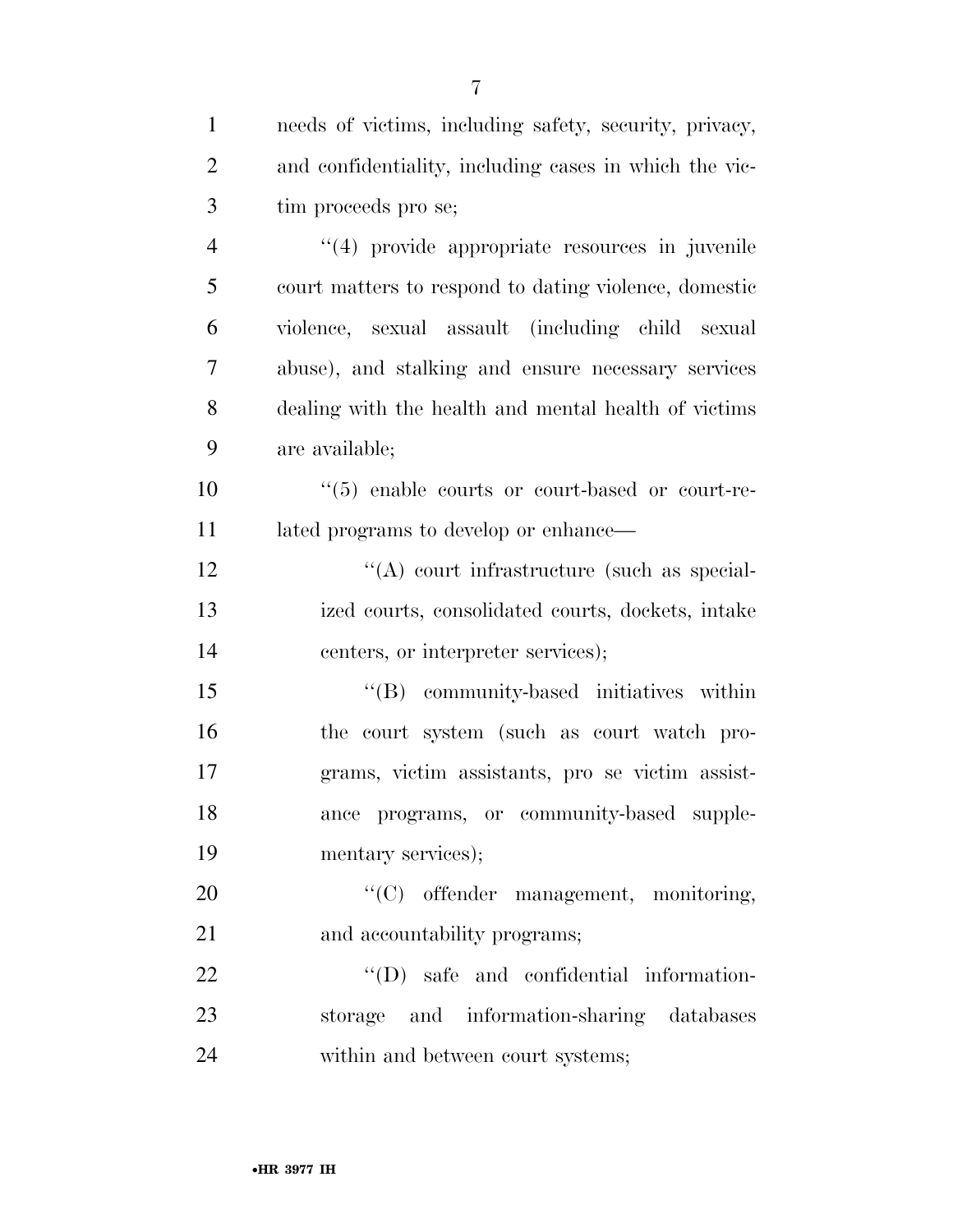needs of victims, including safety, security, privacy, and confidentiality, including cases in which the victim proceeds pro se;

''(4) provide appropriate resources in juvenile court matters to respond to dating violence, domestic violence, sexual assault (including child sexual abuse), and stalking and ensure necessary services dealing with the health and mental health of victims are available;

''(5) enable courts or court-based or court-related programs to develop or enhance—

''(A) court infrastructure (such as specialized courts, consolidated courts, dockets, intake centers, or interpreter services);

''(B) community-based initiatives within the court system (such as court watch programs, victim assistants, pro se victim assistance programs, or community-based supplementary services);

''(C) offender management, monitoring, and accountability programs;

''(D) safe and confidential information-storage and information-sharing databases within and between court systems;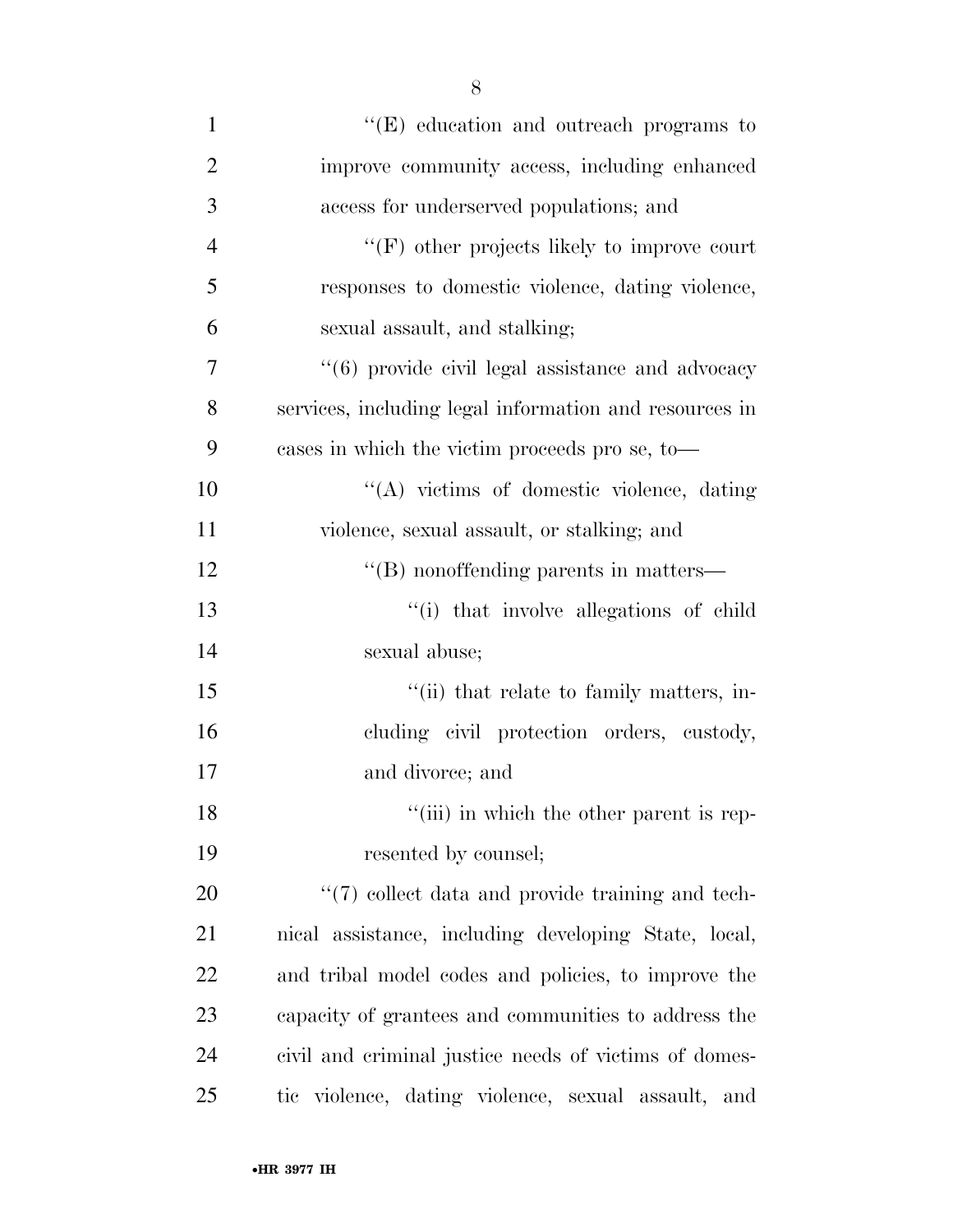''(E) education and outreach programs to improve community access, including enhanced access for underserved populations; and

''(F) other projects likely to improve court responses to domestic violence, dating violence, sexual assault, and stalking;

''(6) provide civil legal assistance and advocacy services, including legal information and resources in cases in which the victim proceeds pro se, to—

''(A) victims of domestic violence, dating violence, sexual assault, or stalking; and

''(B) nonoffending parents in matters—

''(i) that involve allegations of child sexual abuse;

''(ii) that relate to family matters, including civil protection orders, custody, and divorce; and

''(iii) in which the other parent is represented by counsel;

''(7) collect data and provide training and technical assistance, including developing State, local, and tribal model codes and policies, to improve the capacity of grantees and communities to address the civil and criminal justice needs of victims of domestic violence, dating violence, sexual assault, and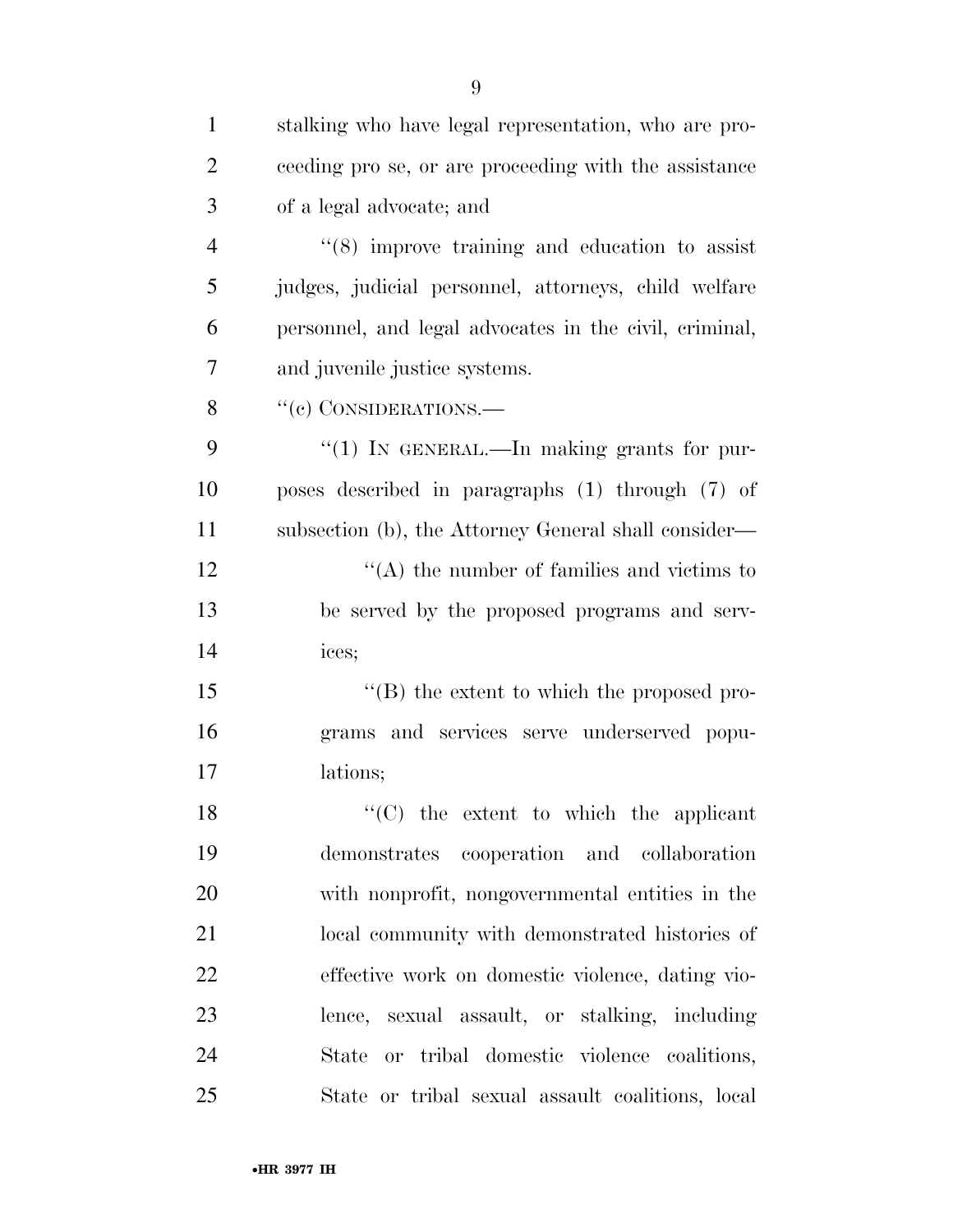stalking who have legal representation, who are proceeding pro se, or are proceeding with the assistance of a legal advocate; and

''(8) improve training and education to assist judges, judicial personnel, attorneys, child welfare personnel, and legal advocates in the civil, criminal, and juvenile justice systems.

''(c) CONSIDERATIONS.—

''(1) IN GENERAL.—In making grants for purposes described in paragraphs (1) through (7) of subsection (b), the Attorney General shall consider—

''(A) the number of families and victims to be served by the proposed programs and services;

''(B) the extent to which the proposed programs and services serve underserved populations;

''(C) the extent to which the applicant demonstrates cooperation and collaboration with nonprofit, nongovernmental entities in the local community with demonstrated histories of effective work on domestic violence, dating violence, sexual assault, or stalking, including State or tribal domestic violence coalitions, State or tribal sexual assault coalitions, local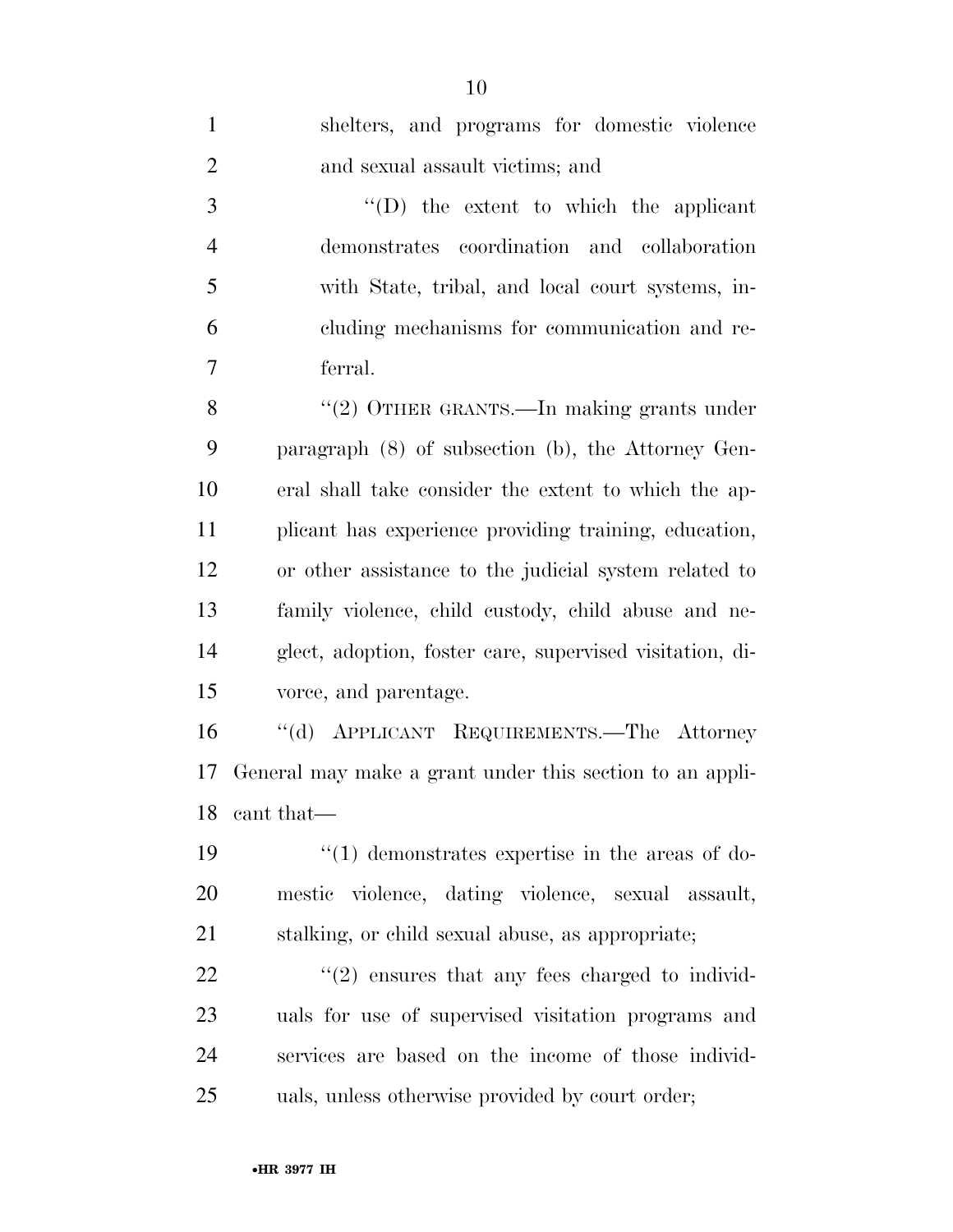shelters, and programs for domestic violence and sexual assault victims; and

''(D) the extent to which the applicant demonstrates coordination and collaboration with State, tribal, and local court systems, including mechanisms for communication and referral.

''(2) OTHER GRANTS.—In making grants under paragraph (8) of subsection (b), the Attorney General shall take consider the extent to which the applicant has experience providing training, education, or other assistance to the judicial system related to family violence, child custody, child abuse and neglect, adoption, foster care, supervised visitation, divorce, and parentage.

''(d) APPLICANT REQUIREMENTS.—The Attorney General may make a grant under this section to an applicant that—

''(1) demonstrates expertise in the areas of domestic violence, dating violence, sexual assault, stalking, or child sexual abuse, as appropriate;

''(2) ensures that any fees charged to individuals for use of supervised visitation programs and services are based on the income of those individuals, unless otherwise provided by court order;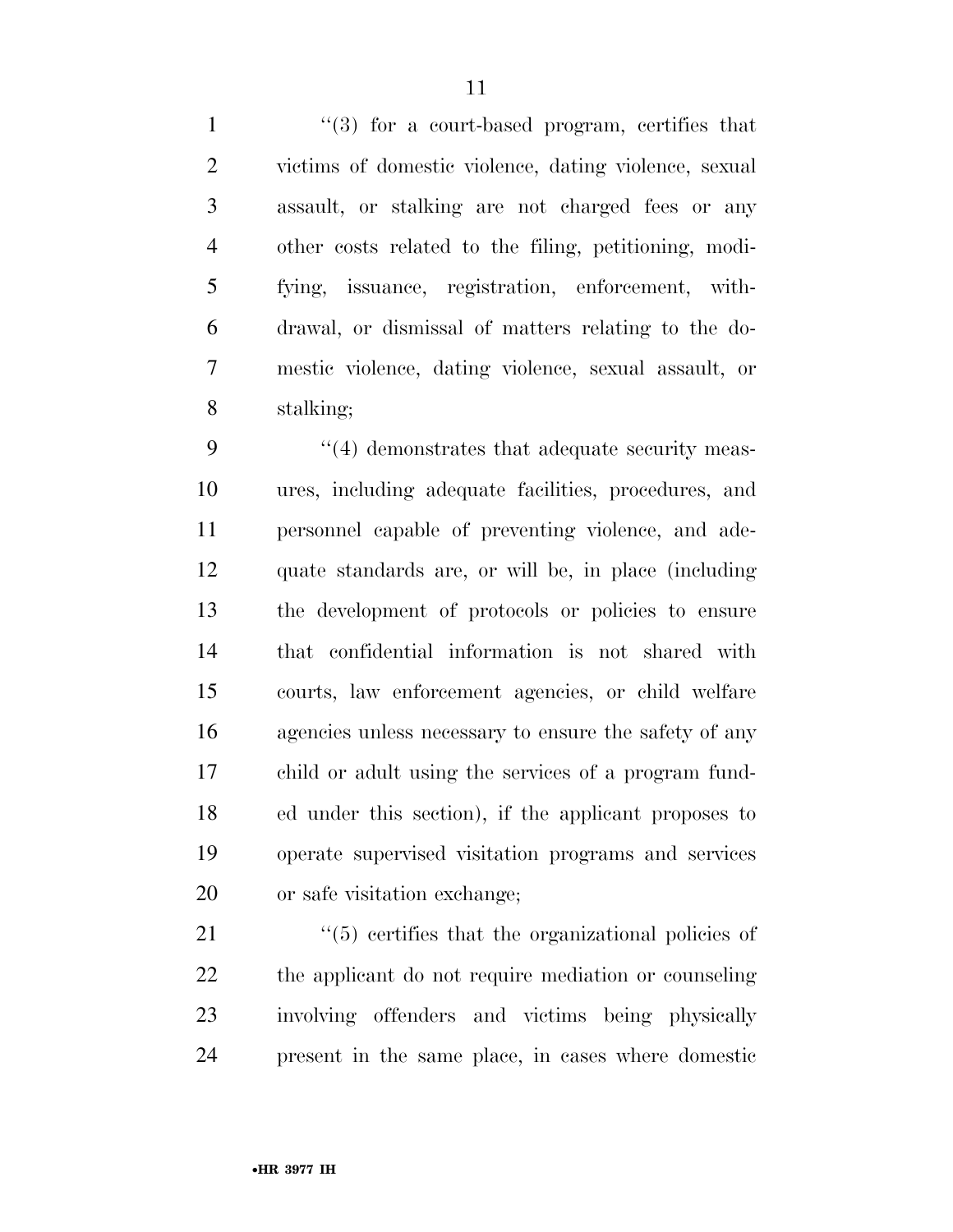''(3) for a court-based program, certifies that victims of domestic violence, dating violence, sexual assault, or stalking are not charged fees or any other costs related to the filing, petitioning, modifying, issuance, registration, enforcement, withdrawal, or dismissal of matters relating to the domestic violence, dating violence, sexual assault, or stalking;

''(4) demonstrates that adequate security measures, including adequate facilities, procedures, and personnel capable of preventing violence, and adequate standards are, or will be, in place (including the development of protocols or policies to ensure that confidential information is not shared with courts, law enforcement agencies, or child welfare agencies unless necessary to ensure the safety of any child or adult using the services of a program funded under this section), if the applicant proposes to operate supervised visitation programs and services or safe visitation exchange;

''(5) certifies that the organizational policies of the applicant do not require mediation or counseling involving offenders and victims being physically present in the same place, in cases where domestic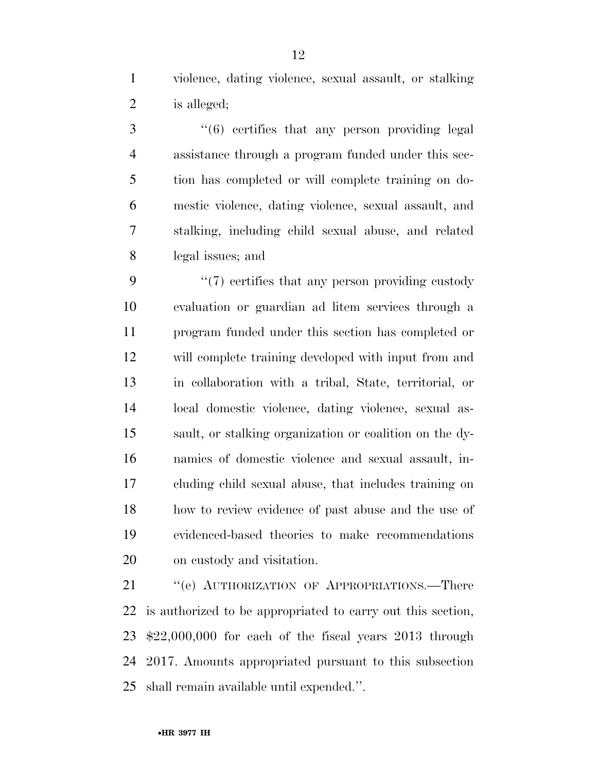violence, dating violence, sexual assault, or stalking is alleged;

"(6) certifies that any person providing legal assistance through a program funded under this section has completed or will complete training on domestic violence, dating violence, sexual assault, and stalking, including child sexual abuse, and related legal issues; and

"(7) certifies that any person providing custody evaluation or guardian ad litem services through a program funded under this section has completed or will complete training developed with input from and in collaboration with a tribal, State, territorial, or local domestic violence, dating violence, sexual assault, or stalking organization or coalition on the dynamics of domestic violence and sexual assault, including child sexual abuse, that includes training on how to review evidence of past abuse and the use of evidenced-based theories to make recommendations on custody and visitation.

"(e) AUTHORIZATION OF APPROPRIATIONS.—There is authorized to be appropriated to carry out this section, $22,000,000 for each of the fiscal years 2013 through 2017. Amounts appropriated pursuant to this subsection shall remain available until expended.".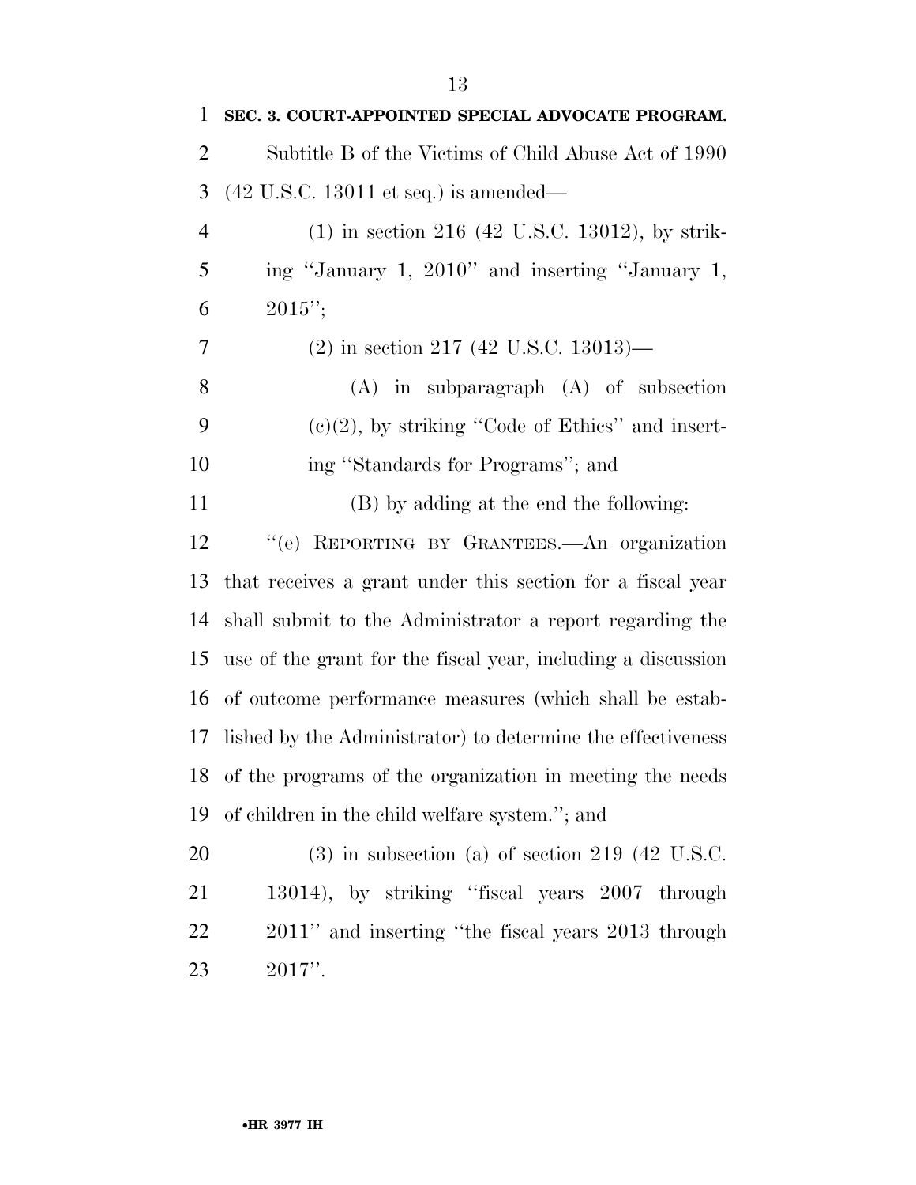**SEC. 3. COURT-APPOINTED SPECIAL ADVOCATE PROGRAM.**

Subtitle B of the Victims of Child Abuse Act of 1990 (42 U.S.C. 13011 et seq.) is amended—

(1) in section 216 (42 U.S.C. 13012), by striking "January 1, 2010" and inserting "January 1, 2015";

(2) in section 217 (42 U.S.C. 13013)—

(A) in subparagraph (A) of subsection (c)(2), by striking "Code of Ethics" and inserting "Standards for Programs"; and

(B) by adding at the end the following:

"(e) REPORTING BY GRANTEES.—An organization that receives a grant under this section for a fiscal year shall submit to the Administrator a report regarding the use of the grant for the fiscal year, including a discussion of outcome performance measures (which shall be established by the Administrator) to determine the effectiveness of the programs of the organization in meeting the needs of children in the child welfare system."; and

(3) in subsection (a) of section 219 (42 U.S.C. 13014), by striking "fiscal years 2007 through 2011" and inserting "the fiscal years 2013 through 2017".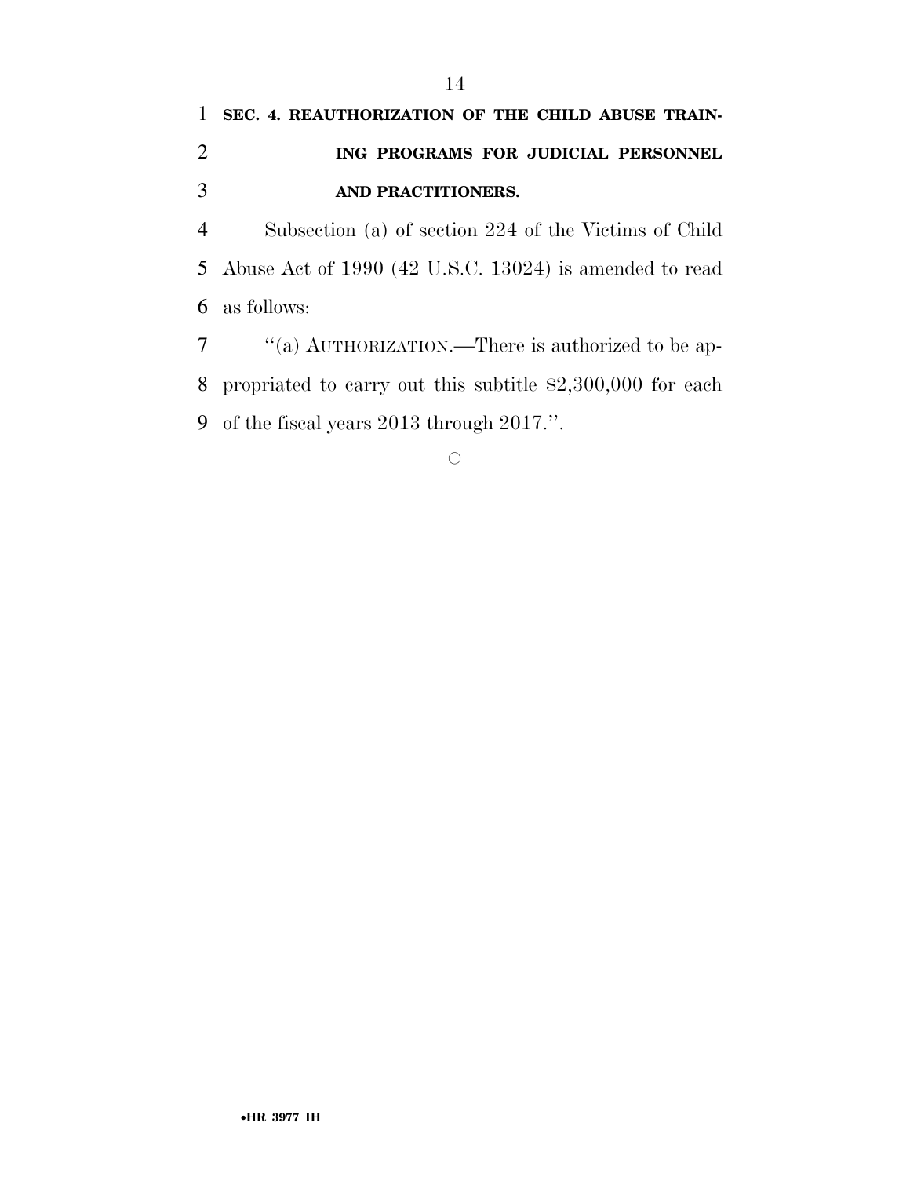**SEC. 4. REAUTHORIZATION OF THE CHILD ABUSE TRAINING PROGRAMS FOR JUDICIAL PERSONNEL AND PRACTITIONERS.**

Subsection (a) of section 224 of the Victims of Child Abuse Act of 1990 (42 U.S.C. 13024) is amended to read as follows:

"(a) AUTHORIZATION.—There is authorized to be appropriated to carry out this subtitle $2,300,000 for each of the fiscal years 2013 through 2017.".